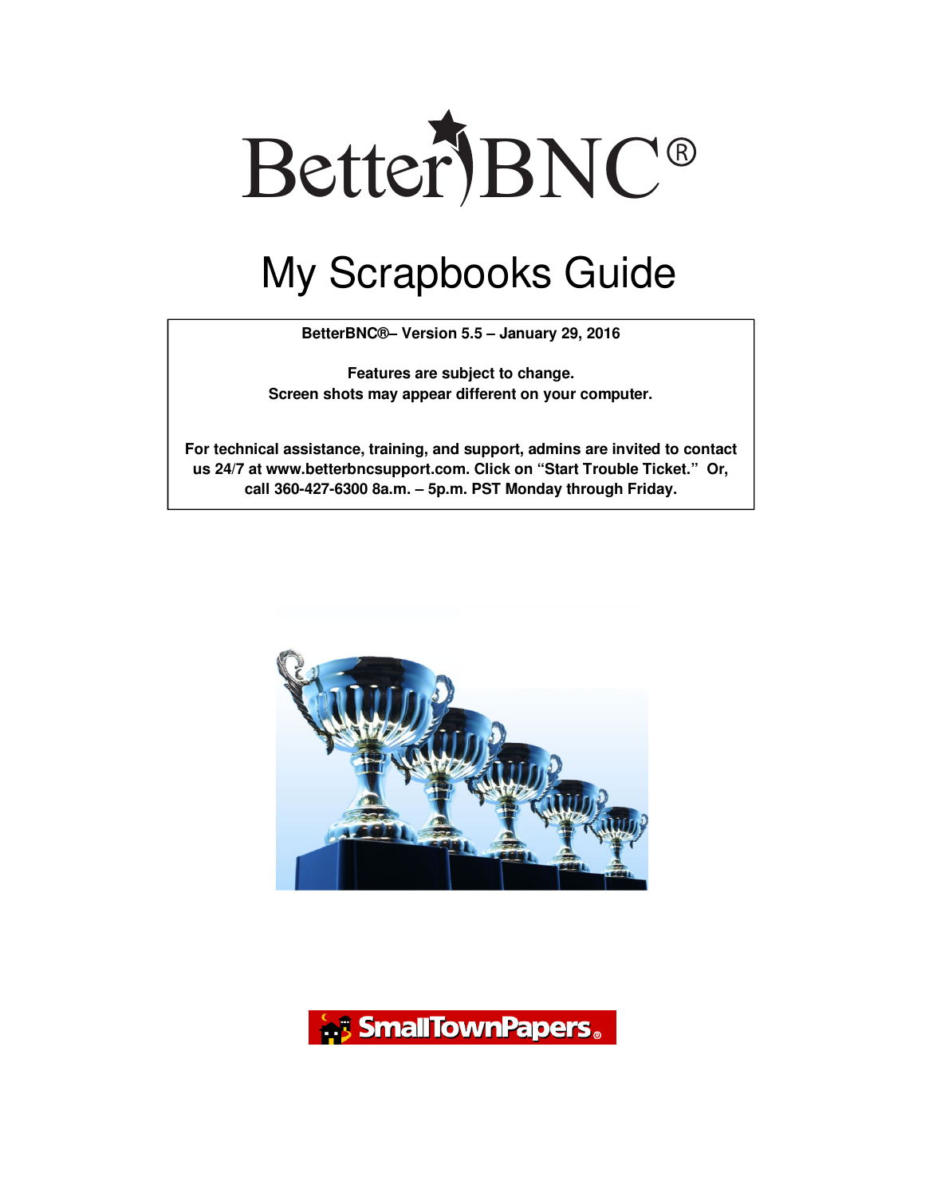# BetterBNC®

# My Scrapbooks Guide

**BetterBNC®– Version 5.5 – January 29, 2016**

**Features are subject to change.**
**Screen shots may appear different on your computer.**

**For technical assistance, training, and support, admins are invited to contact us 24/7 at www.betterbncsupport.com. Click on "Start Trouble Ticket." Or, call 360-427-6300 8a.m. – 5p.m. PST Monday through Friday.**

SmallTownPapers®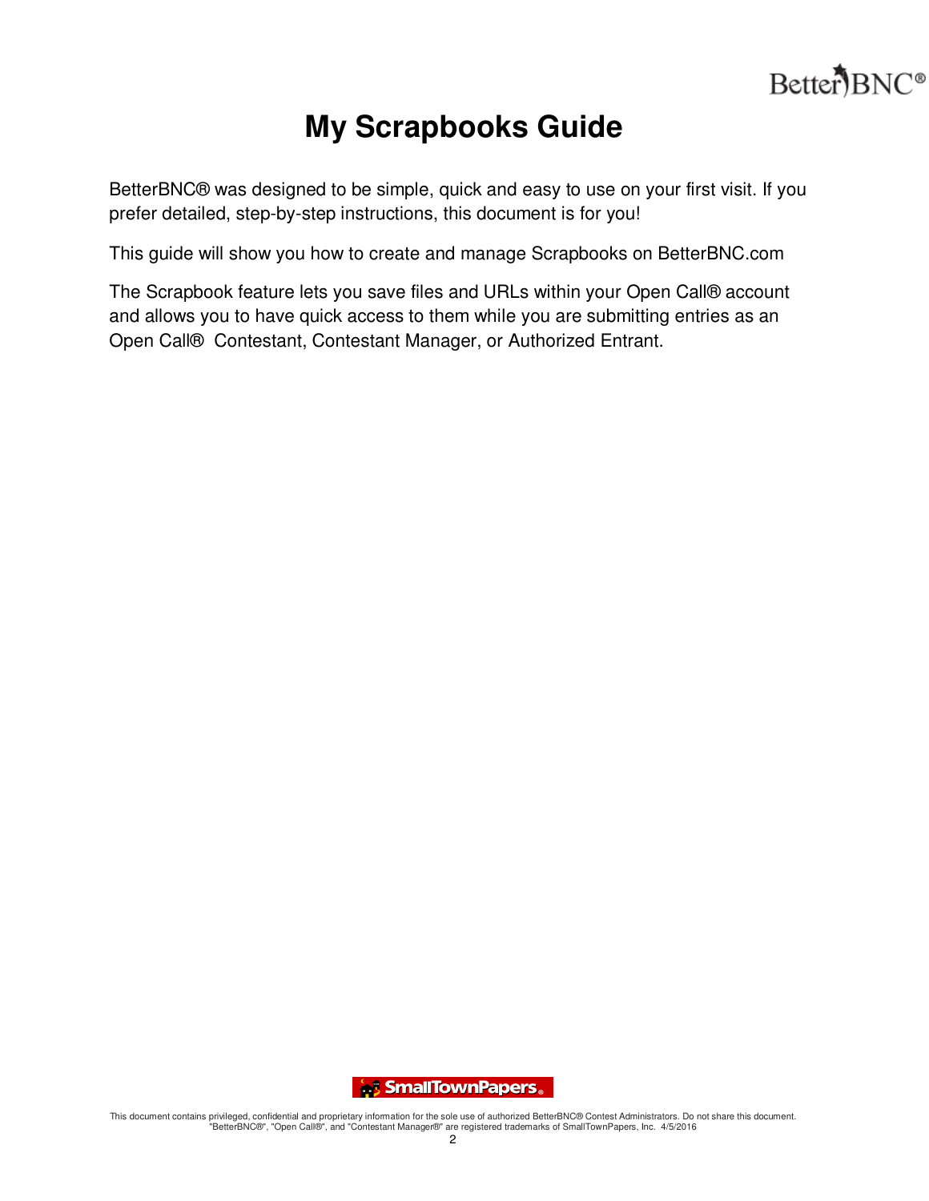# My Scrapbooks Guide

BetterBNC® was designed to be simple, quick and easy to use on your first visit. If you prefer detailed, step-by-step instructions, this document is for you!

This guide will show you how to create and manage Scrapbooks on BetterBNC.com

The Scrapbook feature lets you save files and URLs within your Open Call® account and allows you to have quick access to them while you are submitting entries as an Open Call® Contestant, Contestant Manager, or Authorized Entrant.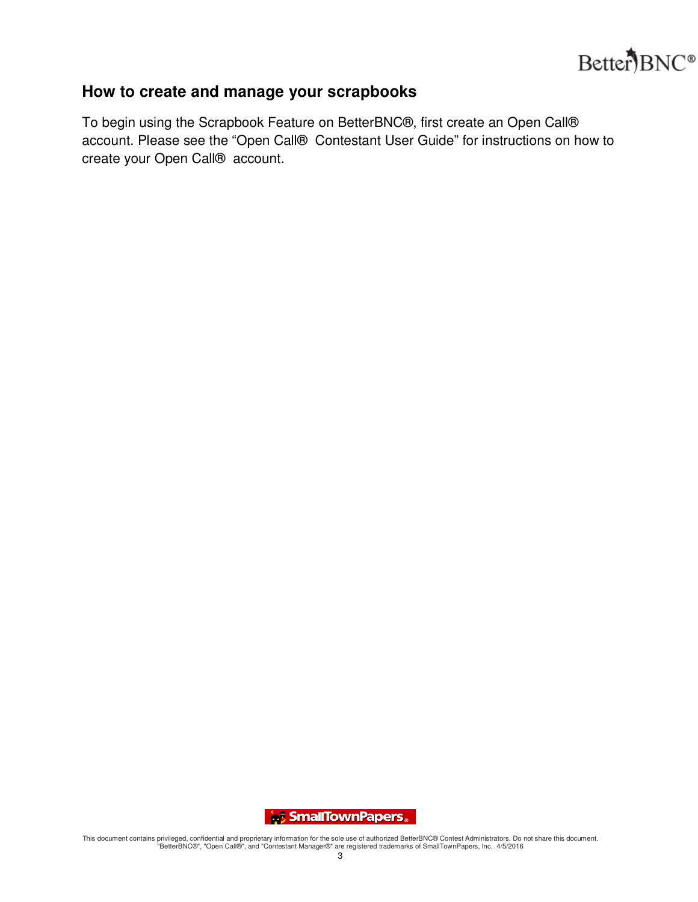## How to create and manage your scrapbooks

To begin using the Scrapbook Feature on BetterBNC®, first create an Open Call® account. Please see the "Open Call® Contestant User Guide" for instructions on how to create your Open Call® account.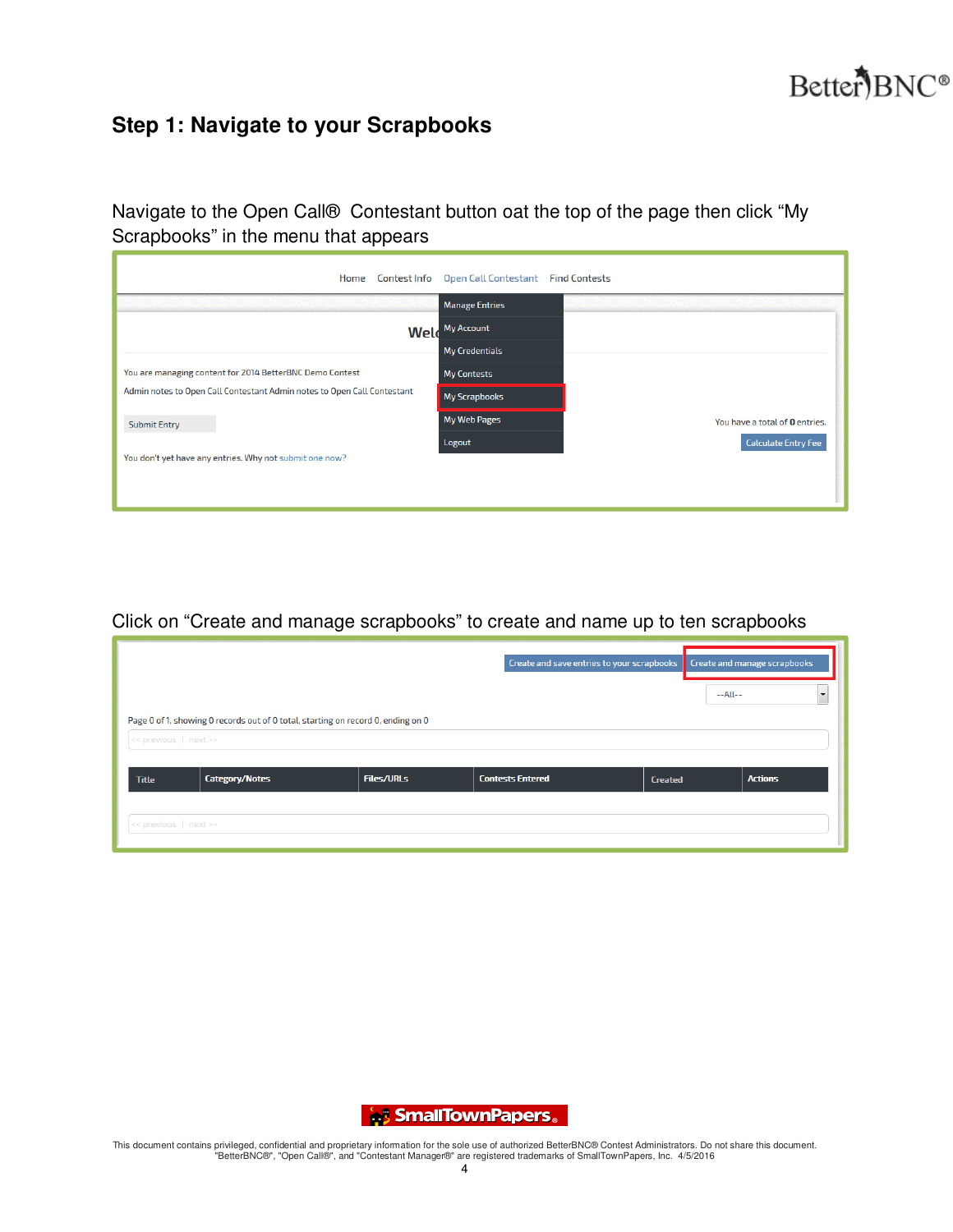## Step 1: Navigate to your Scrapbooks

Navigate to the Open Call® Contestant button oat the top of the page then click "My Scrapbooks" in the menu that appears

Click on "Create and manage scrapbooks" to create and name up to ten scrapbooks

This document contains privileged, confidential and proprietary information for the sole use of authorized BetterBNC® Contest Administrators. Do not share this document. "BetterBNC®", "Open Call®", and "Contestant Manager®" are registered trademarks of SmallTownPapers, Inc. 4/5/2016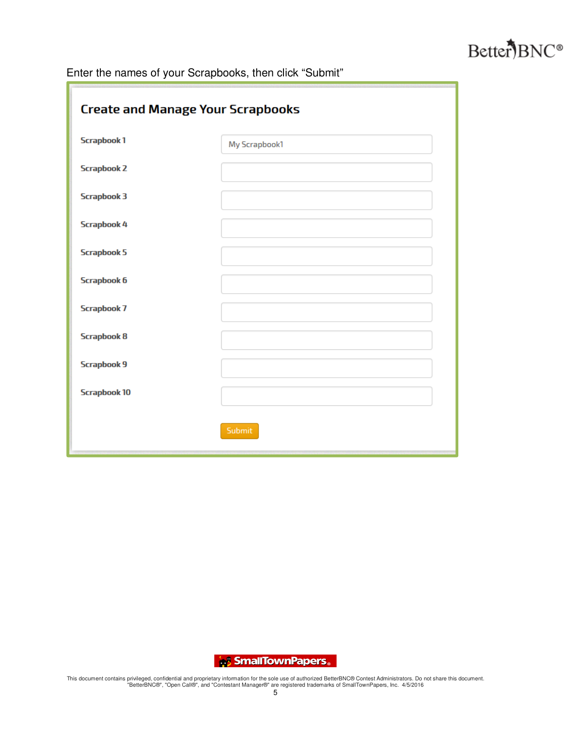Enter the names of your Scrapbooks, then click “Submit”

## Create and Manage Your Scrapbooks

| | |
|---|---|
| Scrapbook 1 | My Scrapbook1 |
| Scrapbook 2 | |
| Scrapbook 3 | |
| Scrapbook 4 | |
| Scrapbook 5 | |
| Scrapbook 6 | |
| Scrapbook 7 | |
| Scrapbook 8 | |
| Scrapbook 9 | |
| Scrapbook 10 | |

Submit

This document contains privileged, confidential and proprietary information for the sole use of authorized BetterBNC® Contest Administrators. Do not share this document. "BetterBNC®", "Open Call®", and "Contestant Manager®" are registered trademarks of SmallTownPapers, Inc. 4/5/2016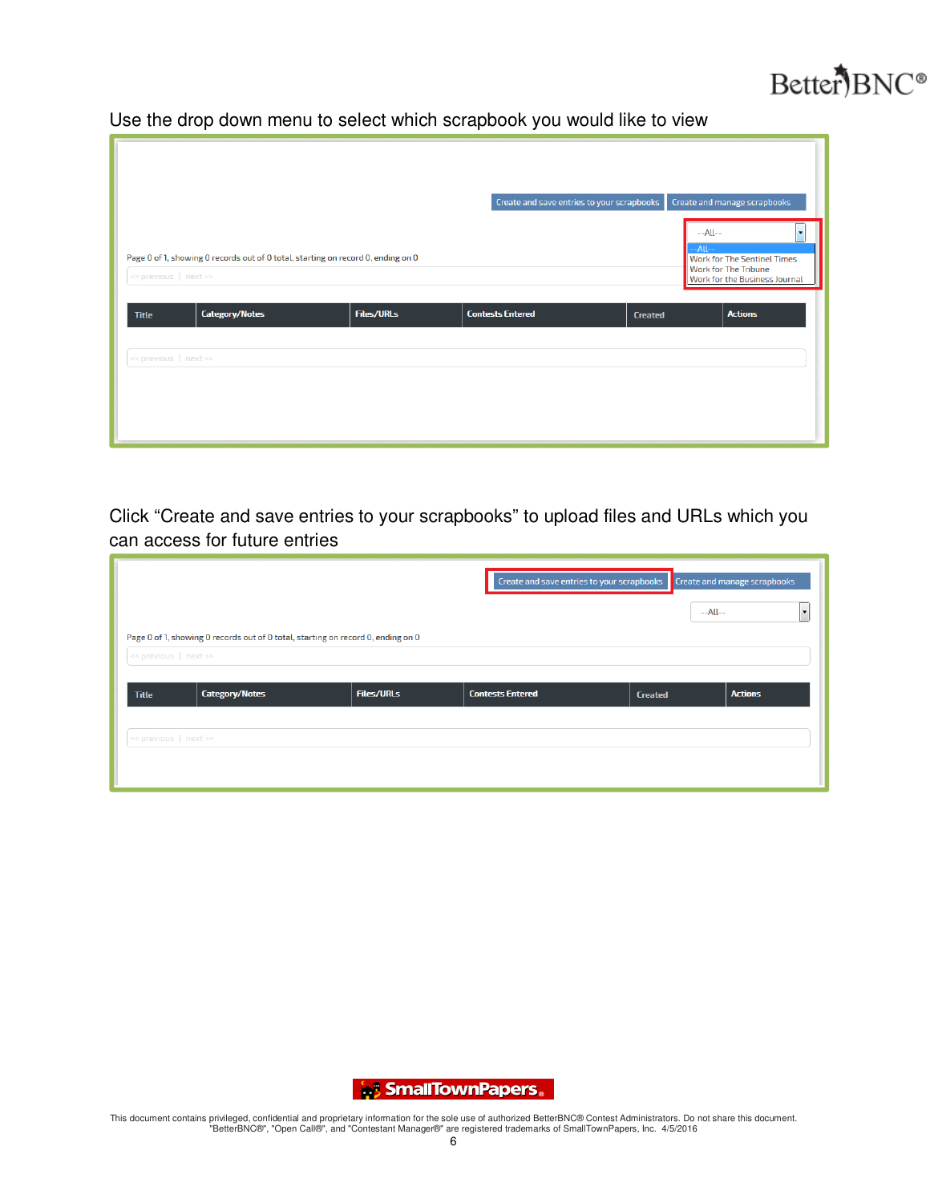Use the drop down menu to select which scrapbook you would like to view

Create and save entries to your scrapbooks | Create and manage scrapbooks

--All--

--All--
Work for The Sentinel Times
Work for The Tribune
Work for the Business Journal

Page 0 of 1, showing 0 records out of 0 total, starting on record 0, ending on 0

<< previous | next >>

| Title | Category/Notes | Files/URLs | Contests Entered | Created | Actions |
|---|---|---|---|---|---|

<< previous | next >>

Click "Create and save entries to your scrapbooks" to upload files and URLs which you can access for future entries

Create and save entries to your scrapbooks | Create and manage scrapbooks

--All--

Page 0 of 1, showing 0 records out of 0 total, starting on record 0, ending on 0

<< previous | next >>

| Title | Category/Notes | Files/URLs | Contests Entered | Created | Actions |
|---|---|---|---|---|---|

<< previous | next >>

This document contains privileged, confidential and proprietary information for the sole use of authorized BetterBNC® Contest Administrators. Do not share this document. "BetterBNC®", "Open Call®", and "Contestant Manager®" are registered trademarks of SmallTownPapers, Inc. 4/5/2016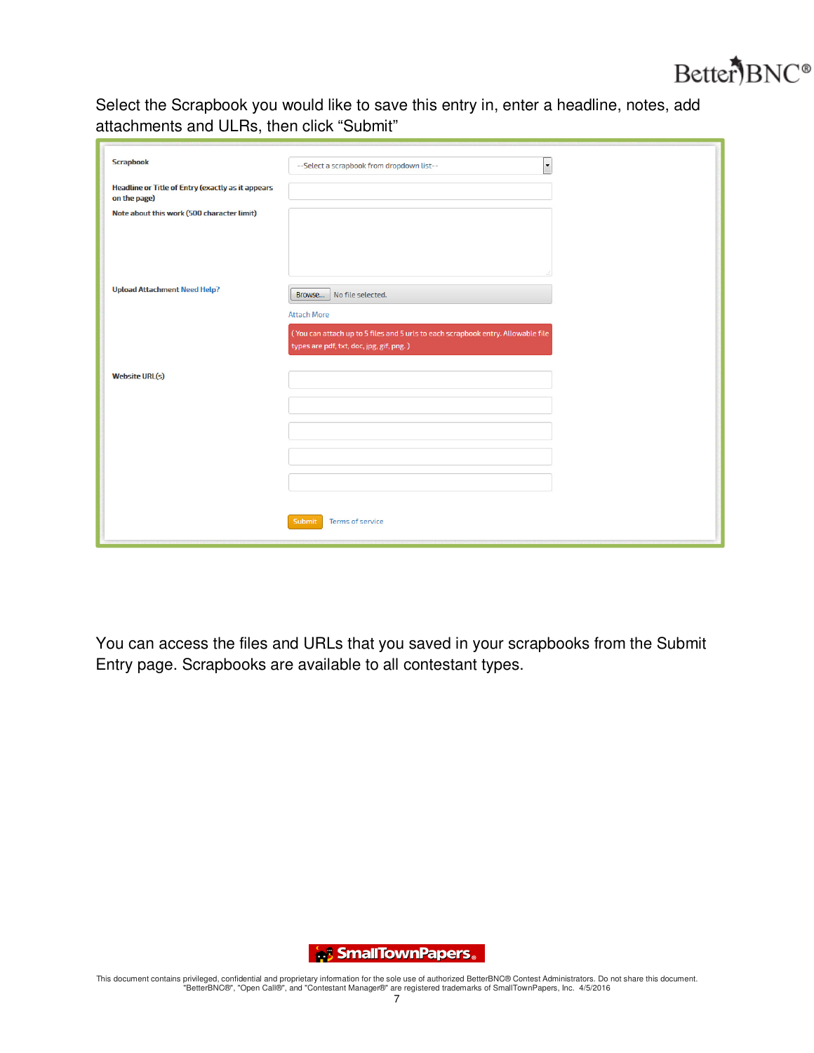Select the Scrapbook you would like to save this entry in, enter a headline, notes, add attachments and ULRs, then click "Submit"

| | |
|---|---|
| Scrapbook | --Select a scrapbook from dropdown list-- |
| Headline or Title of Entry (exactly as it appears on the page) | |
| Note about this work (500 character limit) | |
| Upload Attachment Need Help? | Browse... No file selected. |
| | Attach More |
| | ( You can attach up to 5 files and 5 urls to each scrapbook entry. Allowable file types are pdf, txt, doc, jpg, gif, png. ) |
| Website URL(s) | |
| | Submit Terms of service |

You can access the files and URLs that you saved in your scrapbooks from the Submit Entry page. Scrapbooks are available to all contestant types.

This document contains privileged, confidential and proprietary information for the sole use of authorized BetterBNC® Contest Administrators. Do not share this document. "BetterBNC®", "Open Call®", and "Contestant Manager®" are registered trademarks of SmallTownPapers, Inc. 4/5/2016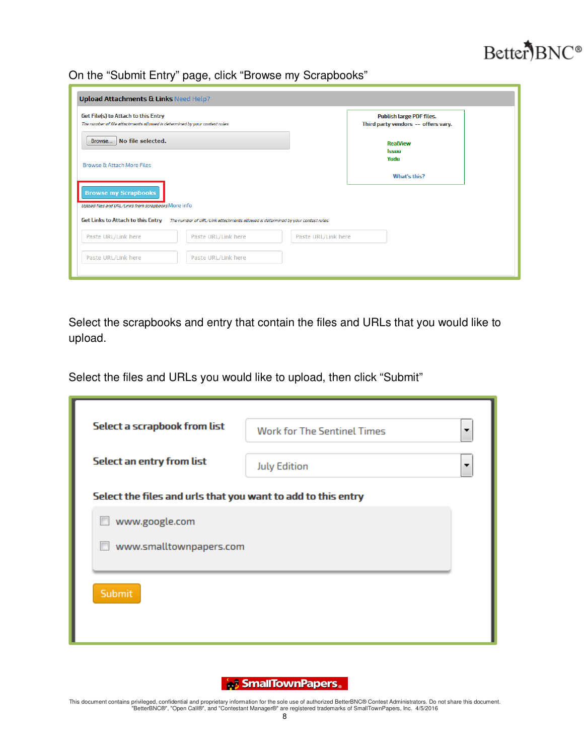On the "Submit Entry" page, click "Browse my Scrapbooks"

**Upload Attachments & Links** Need Help?

Get File(s) to Attach to this Entry

*The number of file attachments allowed is determined by your contest rules*

Browse... No file selected.

Browse & Attach More Files

Publish large PDF files.
Third party vendors -- offers vary.

RealView
Issuu
Yudu

What's this?

Browse my Scrapbooks

*Upload files and URL/Links from scrapbooks* More info

Get Links to Attach to this Entry *The number of URL/Link attachments allowed is determined by your contest rules.*

Paste URL/Link here | Paste URL/Link here | Paste URL/Link here

Paste URL/Link here | Paste URL/Link here

Select the scrapbooks and entry that contain the files and URLs that you would like to upload.

Select the files and URLs you would like to upload, then click "Submit"

**Select a scrapbook from list** Work for The Sentinel Times

**Select an entry from list** July Edition

**Select the files and urls that you want to add to this entry**

- [ ] www.google.com
- [ ] www.smalltownpapers.com

Submit

This document contains privileged, confidential and proprietary information for the sole use of authorized BetterBNC® Contest Administrators. Do not share this document. "BetterBNC®", "Open Call®", and "Contestant Manager®" are registered trademarks of SmallTownPapers, Inc. 4/5/2016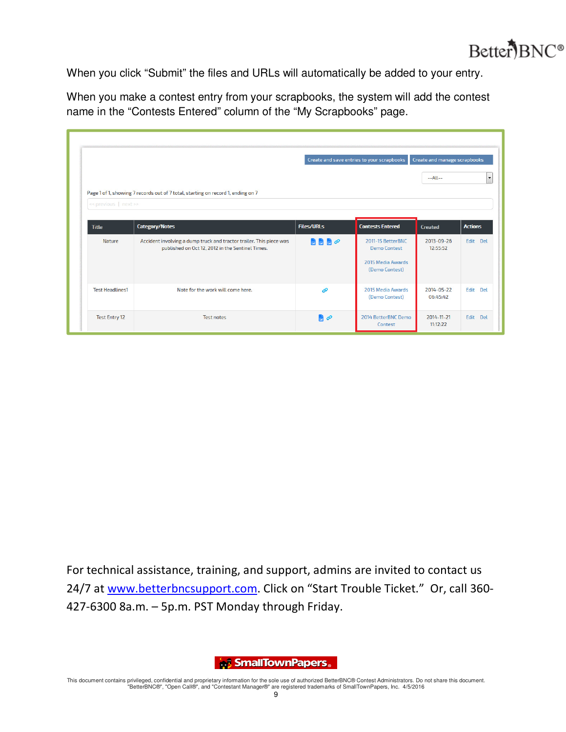When you click "Submit" the files and URLs will automatically be added to your entry.

When you make a contest entry from your scrapbooks, the system will add the contest name in the "Contests Entered" column of the "My Scrapbooks" page.

Create and save entries to your scrapbooks | Create and manage scrapbooks

--All--

Page 1 of 1, showing 7 records out of 7 total, starting on record 1, ending on 7

<< previous | next >>

| Title | Category/Notes | Files/URLs | Contests Entered | Created | Actions |
|---|---|---|---|---|---|
| Nature | Accident involving a dump truck and tractor trailer. This piece was published on Oct 12, 2012 in the Sentinel Times. | | 2011-15 BetterBNC Demo Contest<br>2015 Media Awards (Demo Contest) | 2013-09-26 12:55:52 | Edit Del |
| Test Headlines1 | Note for the work will come here. | | 2015 Media Awards (Demo Contest) | 2014-05-22 06:45:42 | Edit Del |
| Test Entry 12 | Test notes | | 2014 BetterBNC Demo Contest | 2014-11-21 11:12:22 | Edit Del |

For technical assistance, training, and support, admins are invited to contact us 24/7 at [www.betterbncsupport.com](http://www.betterbncsupport.com). Click on "Start Trouble Ticket." Or, call 360-427-6300 8a.m. – 5p.m. PST Monday through Friday.

This document contains privileged, confidential and proprietary information for the sole use of authorized BetterBNC® Contest Administrators. Do not share this document. "BetterBNC®", "Open Call®", and "Contestant Manager®" are registered trademarks of SmallTownPapers, Inc. 4/5/2016